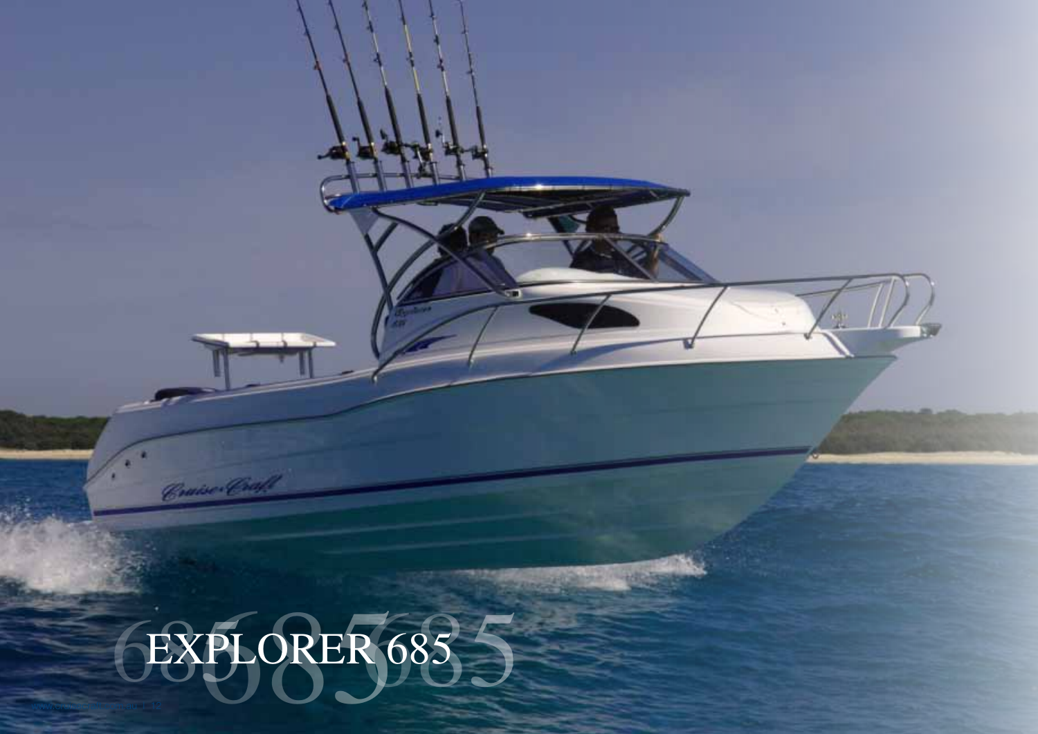# EXPLORER 685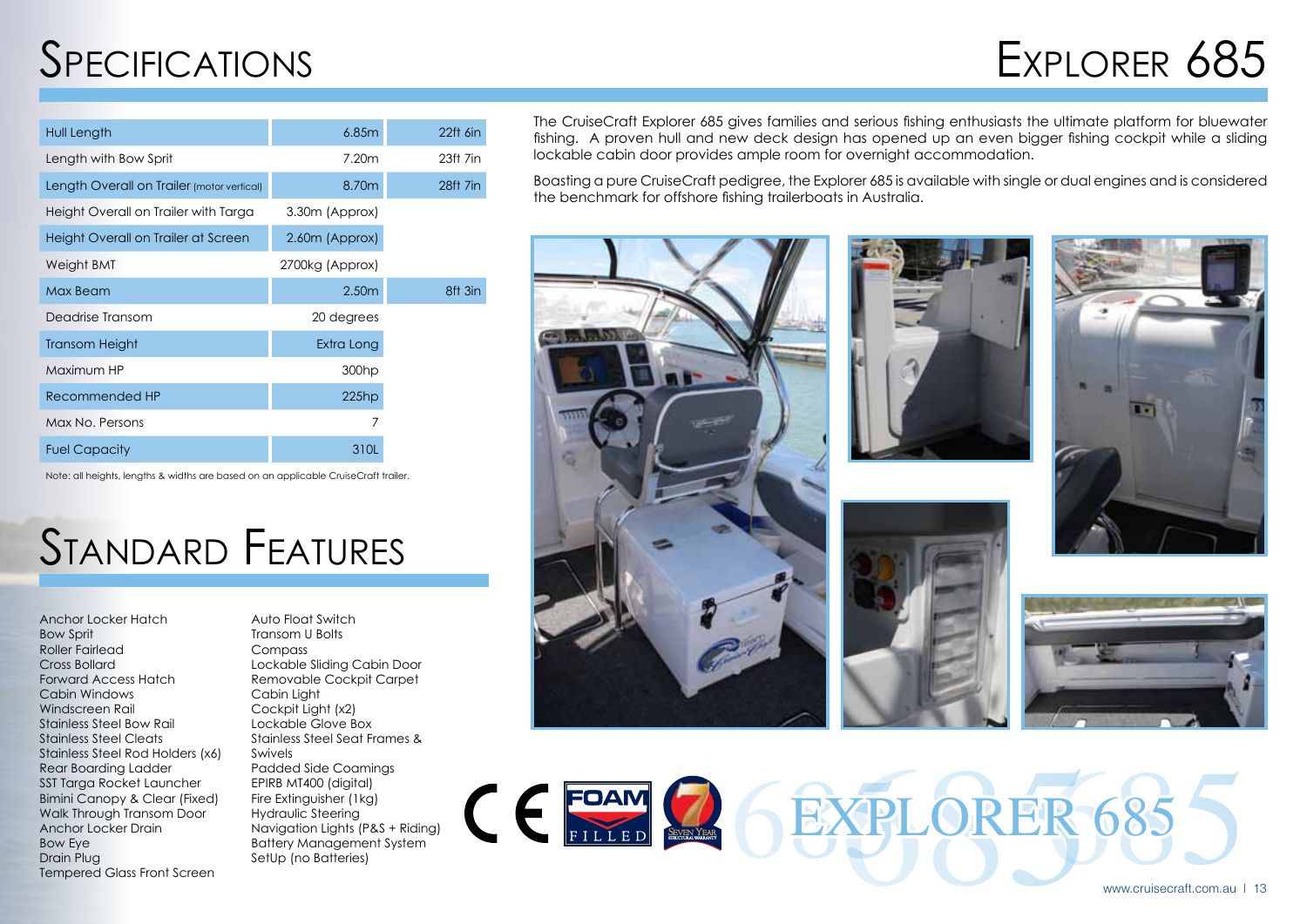# Specifications

# Explorer 685

| | | |
|---|---|---|
| Hull Length | 6.85m | 22ft 6in |
| Length with Bow Sprit | 7.20m | 23ft 7in |
| Length Overall on Trailer (motor vertical) | 8.70m | 28ft 7in |
| Height Overall on Trailer with Targa | 3.30m (Approx) | |
| Height Overall on Trailer at Screen | 2.60m (Approx) | |
| Weight BMT | 2700kg (Approx) | |
| Max Beam | 2.50m | 8ft 3in |
| Deadrise Transom | 20 degrees | |
| Transom Height | Extra Long | |
| Maximum HP | 300hp | |
| Recommended HP | 225hp | |
| Max No. Persons | 7 | |
| Fuel Capacity | 310L | |

Note: all heights, lengths & widths are based on an applicable CruiseCraft trailer.

The CruiseCraft Explorer 685 gives families and serious fishing enthusiasts the ultimate platform for bluewater fishing. A proven hull and new deck design has opened up an even bigger fishing cockpit while a sliding lockable cabin door provides ample room for overnight accommodation.

Boasting a pure CruiseCraft pedigree, the Explorer 685 is available with single or dual engines and is considered the benchmark for offshore fishing trailerboats in Australia.

# Standard Features

- Anchor Locker Hatch
- Bow Sprit
- Roller Fairlead
- Cross Bollard
- Forward Access Hatch
- Cabin Windows
- Windscreen Rail
- Stainless Steel Bow Rail
- Stainless Steel Cleats
- Stainless Steel Rod Holders (x6)
- Rear Boarding Ladder
- SST Targa Rocket Launcher
- Bimini Canopy & Clear (Fixed)
- Walk Through Transom Door
- Anchor Locker Drain
- Bow Eye
- Drain Plug
- Tempered Glass Front Screen
- Auto Float Switch
- Transom U Bolts
- Compass
- Lockable Sliding Cabin Door
- Removable Cockpit Carpet
- Cabin Light
- Cockpit Light (x2)
- Lockable Glove Box
- Stainless Steel Seat Frames & Swivels
- Padded Side Coamings
- EPIRB MT400 (digital)
- Fire Extinguisher (1kg)
- Hydraulic Steering
- Navigation Lights (P&S + Riding)
- Battery Management System
- SetUp (no Batteries)

CE FOAM FILLED SEVEN YEAR STRUCTURAL WARRANTY

EXPLORER 685

www.cruisecraft.com.au